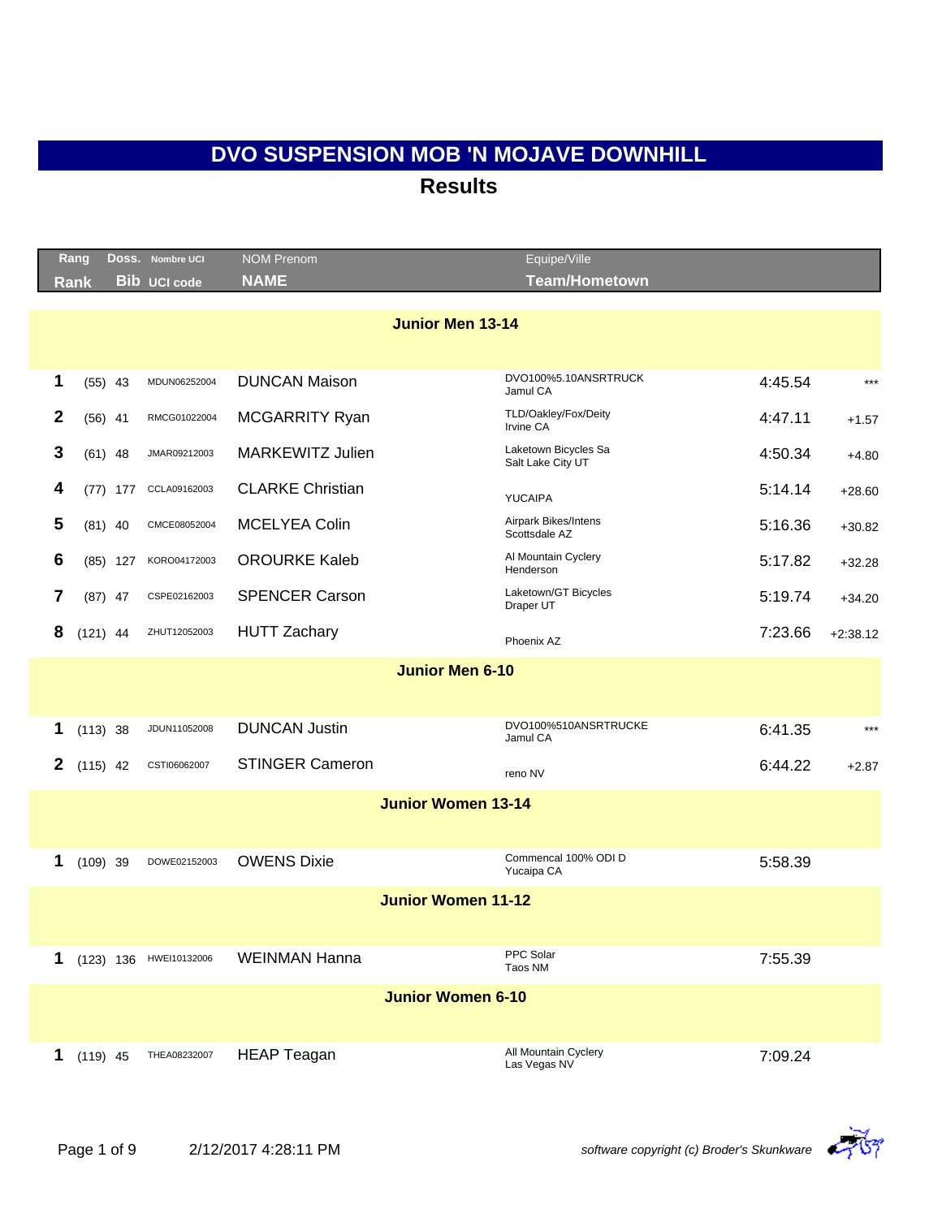# DVO SUSPENSION MOB 'N MOJAVE DOWNHILL

## Results

| Rang<br>Rank | | Doss.<br>Bib | Nombre UCI<br>UCI code | NOM Prenom<br>NAME | Equipe/Ville<br>Team/Hometown | | |
|---|---|---|---|---|---|---|---|
| **Junior Men 13-14** | | | | | | | |
| 1 | (55) | 43 | MDUN06252004 | DUNCAN Maison | DVO100%5.10ANSRTRUCK<br>Jamul CA | 4:45.54 | *** |
| 2 | (56) | 41 | RMCG01022004 | MCGARRITY Ryan | TLD/Oakley/Fox/Deity<br>Irvine CA | 4:47.11 | +1.57 |
| 3 | (61) | 48 | JMAR09212003 | MARKEWITZ Julien | Laketown Bicycles Sa<br>Salt Lake City UT | 4:50.34 | +4.80 |
| 4 | (77) | 177 | CCLA09162003 | CLARKE Christian | YUCAIPA | 5:14.14 | +28.60 |
| 5 | (81) | 40 | CMCE08052004 | MCELYEA Colin | Airpark Bikes/Intens<br>Scottsdale AZ | 5:16.36 | +30.82 |
| 6 | (85) | 127 | KORO04172003 | OROURKE Kaleb | Al Mountain Cyclery<br>Henderson | 5:17.82 | +32.28 |
| 7 | (87) | 47 | CSPE02162003 | SPENCER Carson | Laketown/GT Bicycles<br>Draper UT | 5:19.74 | +34.20 |
| 8 | (121) | 44 | ZHUT12052003 | HUTT Zachary | Phoenix AZ | 7:23.66 | +2:38.12 |
| **Junior Men 6-10** | | | | | | | |
| 1 | (113) | 38 | JDUN11052008 | DUNCAN Justin | DVO100%510ANSRTRUCKE<br>Jamul CA | 6:41.35 | *** |
| 2 | (115) | 42 | CSTI06062007 | STINGER Cameron | reno NV | 6:44.22 | +2.87 |
| **Junior Women 13-14** | | | | | | | |
| 1 | (109) | 39 | DOWE02152003 | OWENS Dixie | Commencal 100% ODI D<br>Yucaipa CA | 5:58.39 | |
| **Junior Women 11-12** | | | | | | | |
| 1 | (123) | 136 | HWEI10132006 | WEINMAN Hanna | PPC Solar<br>Taos NM | 7:55.39 | |
| **Junior Women 6-10** | | | | | | | |
| 1 | (119) | 45 | THEA08232007 | HEAP Teagan | All Mountain Cyclery<br>Las Vegas NV | 7:09.24 | |

2/12/2017 4:28:11 PM

*software copyright (c) Broder's Skunkware*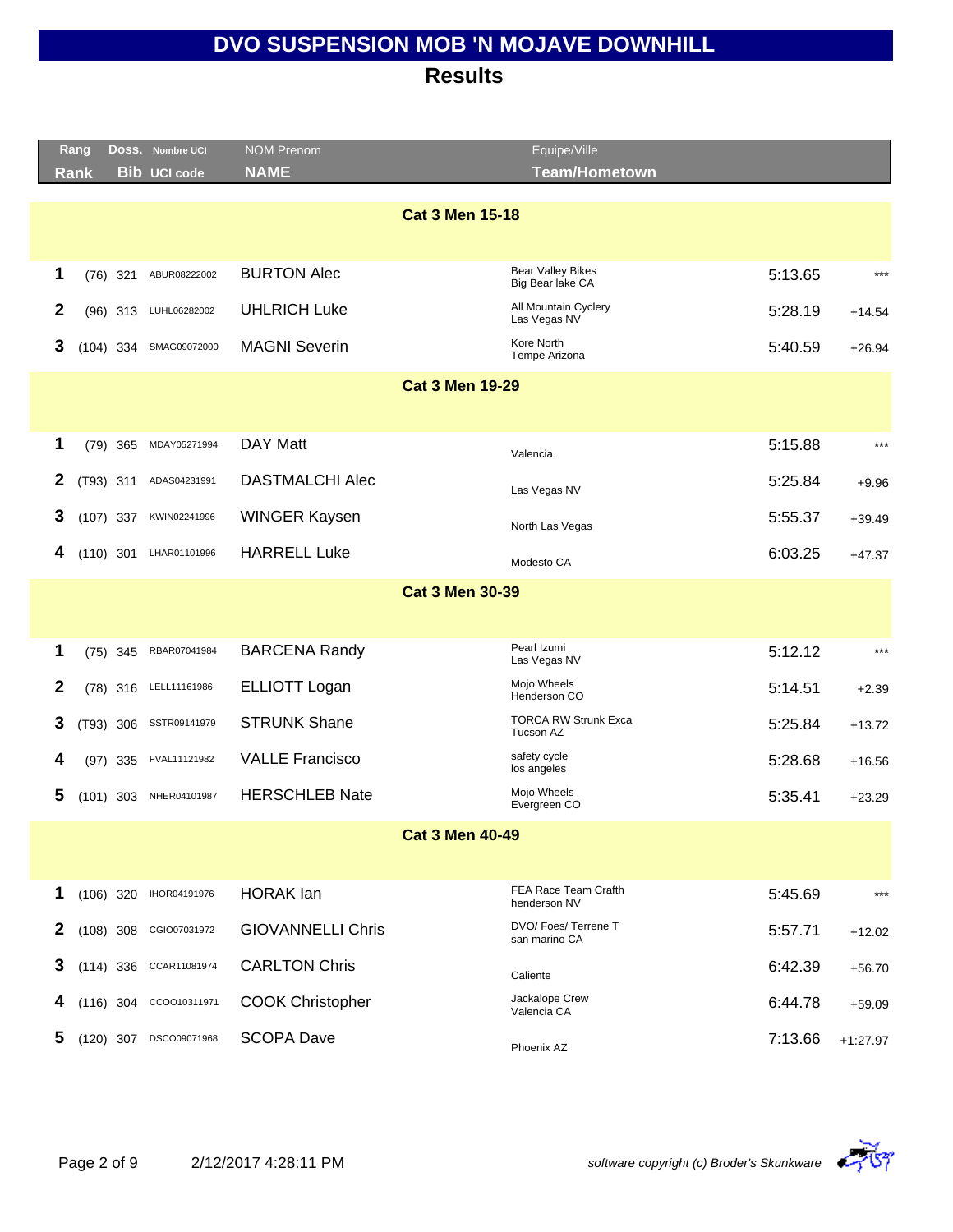# DVO SUSPENSION MOB 'N MOJAVE DOWNHILL

## Results

| Rang / Rank | | Doss. / Bib | Nombre UCI / UCI code | NOM Prenom / NAME | Equipe/Ville / Team/Hometown | | |
|---|---|---|---|---|---|---|---|
| **Cat 3 Men 15-18** | | | | | | | |
| 1 | (76) | 321 | ABUR08222002 | BURTON Alec | Bear Valley Bikes Big Bear lake CA | 5:13.65 | *** |
| 2 | (96) | 313 | LUHL06282002 | UHLRICH Luke | All Mountain Cyclery Las Vegas NV | 5:28.19 | +14.54 |
| 3 | (104) | 334 | SMAG09072000 | MAGNI Severin | Kore North Tempe Arizona | 5:40.59 | +26.94 |
| **Cat 3 Men 19-29** | | | | | | | |
| 1 | (79) | 365 | MDAY05271994 | DAY Matt | Valencia | 5:15.88 | *** |
| 2 | (T93) | 311 | ADAS04231991 | DASTMALCHI Alec | Las Vegas NV | 5:25.84 | +9.96 |
| 3 | (107) | 337 | KWIN02241996 | WINGER Kaysen | North Las Vegas | 5:55.37 | +39.49 |
| 4 | (110) | 301 | LHAR01101996 | HARRELL Luke | Modesto CA | 6:03.25 | +47.37 |
| **Cat 3 Men 30-39** | | | | | | | |
| 1 | (75) | 345 | RBAR07041984 | BARCENA Randy | Pearl Izumi Las Vegas NV | 5:12.12 | *** |
| 2 | (78) | 316 | LELL11161986 | ELLIOTT Logan | Mojo Wheels Henderson CO | 5:14.51 | +2.39 |
| 3 | (T93) | 306 | SSTR09141979 | STRUNK Shane | TORCA RW Strunk Exca Tucson AZ | 5:25.84 | +13.72 |
| 4 | (97) | 335 | FVAL11121982 | VALLE Francisco | safety cycle los angeles | 5:28.68 | +16.56 |
| 5 | (101) | 303 | NHER04101987 | HERSCHLEB Nate | Mojo Wheels Evergreen CO | 5:35.41 | +23.29 |
| **Cat 3 Men 40-49** | | | | | | | |
| 1 | (106) | 320 | IHOR04191976 | HORAK Ian | FEA Race Team Crafth henderson NV | 5:45.69 | *** |
| 2 | (108) | 308 | CGIO07031972 | GIOVANNELLI Chris | DVO/ Foes/ Terrene T san marino CA | 5:57.71 | +12.02 |
| 3 | (114) | 336 | CCAR11081974 | CARLTON Chris | Caliente | 6:42.39 | +56.70 |
| 4 | (116) | 304 | CCOO10311971 | COOK Christopher | Jackalope Crew Valencia CA | 6:44.78 | +59.09 |
| 5 | (120) | 307 | DSCO09071968 | SCOPA Dave | Phoenix AZ | 7:13.66 | +1:27.97 |

2/12/2017 4:28:11 PM

*software copyright (c) Broder's Skunkware*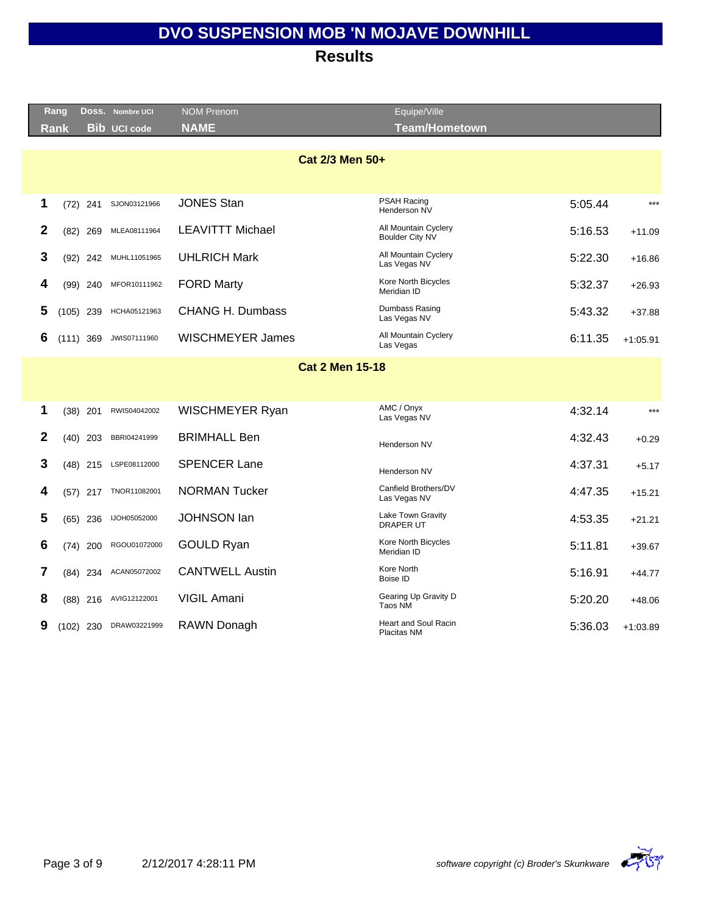# DVO SUSPENSION MOB 'N MOJAVE DOWNHILL

## Results

| Rang / Rank | | Doss. / Bib | Nombre UCI / UCI code | NOM Prenom / NAME | Equipe/Ville / Team/Hometown | | |
|---|---|---|---|---|---|---|---|
| **Cat 2/3 Men 50+** | | | | | | | |
| 1 | (72) | 241 | SJON03121966 | JONES Stan | PSAH Racing<br>Henderson NV | 5:05.44 | *** |
| 2 | (82) | 269 | MLEA08111964 | LEAVITTT Michael | All Mountain Cyclery<br>Boulder City NV | 5:16.53 | +11.09 |
| 3 | (92) | 242 | MUHL11051965 | UHLRICH Mark | All Mountain Cyclery<br>Las Vegas NV | 5:22.30 | +16.86 |
| 4 | (99) | 240 | MFOR10111962 | FORD Marty | Kore North Bicycles<br>Meridian ID | 5:32.37 | +26.93 |
| 5 | (105) | 239 | HCHA05121963 | CHANG H. Dumbass | Dumbass Rasing<br>Las Vegas NV | 5:43.32 | +37.88 |
| 6 | (111) | 369 | JWIS07111960 | WISCHMEYER James | All Mountain Cyclery<br>Las Vegas | 6:11.35 | +1:05.91 |
| **Cat 2 Men 15-18** | | | | | | | |
| 1 | (38) | 201 | RWIS04042002 | WISCHMEYER Ryan | AMC / Onyx<br>Las Vegas NV | 4:32.14 | *** |
| 2 | (40) | 203 | BBRI04241999 | BRIMHALL Ben | Henderson NV | 4:32.43 | +0.29 |
| 3 | (48) | 215 | LSPE08112000 | SPENCER Lane | Henderson NV | 4:37.31 | +5.17 |
| 4 | (57) | 217 | TNOR11082001 | NORMAN Tucker | Canfield Brothers/DV<br>Las Vegas NV | 4:47.35 | +15.21 |
| 5 | (65) | 236 | IJOH05052000 | JOHNSON Ian | Lake Town Gravity<br>DRAPER UT | 4:53.35 | +21.21 |
| 6 | (74) | 200 | RGOU01072000 | GOULD Ryan | Kore North Bicycles<br>Meridian ID | 5:11.81 | +39.67 |
| 7 | (84) | 234 | ACAN05072002 | CANTWELL Austin | Kore North<br>Boise ID | 5:16.91 | +44.77 |
| 8 | (88) | 216 | AVIG12122001 | VIGIL Amani | Gearing Up Gravity D<br>Taos NM | 5:20.20 | +48.06 |
| 9 | (102) | 230 | DRAW03221999 | RAWN Donagh | Heart and Soul Racin<br>Placitas NM | 5:36.03 | +1:03.89 |

2/12/2017 4:28:11 PM

*software copyright (c) Broder's Skunkware*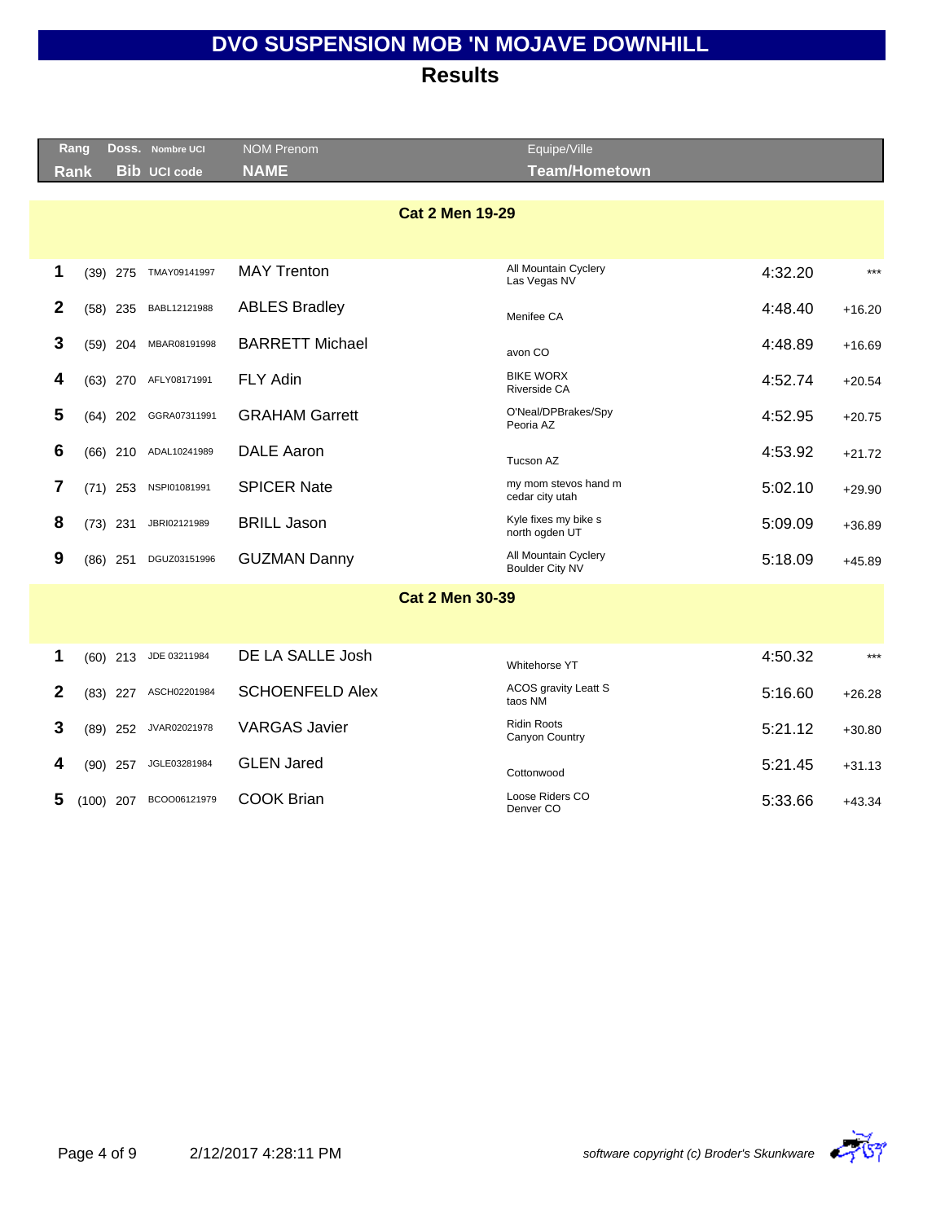# DVO SUSPENSION MOB 'N MOJAVE DOWNHILL

## Results

| Rang / Rank | | Doss. / Bib | Nombre UCI / UCI code | NOM Prenom / NAME | Equipe/Ville / Team/Hometown | | |
|---|---|---|---|---|---|---|---|
| **Cat 2 Men 19-29** | | | | | | | |
| 1 | (39) | 275 | TMAY09141997 | MAY Trenton | All Mountain Cyclery Las Vegas NV | 4:32.20 | *** |
| 2 | (58) | 235 | BABL12121988 | ABLES Bradley | Menifee CA | 4:48.40 | +16.20 |
| 3 | (59) | 204 | MBAR08191998 | BARRETT Michael | avon CO | 4:48.89 | +16.69 |
| 4 | (63) | 270 | AFLY08171991 | FLY Adin | BIKE WORX Riverside CA | 4:52.74 | +20.54 |
| 5 | (64) | 202 | GGRA07311991 | GRAHAM Garrett | O'Neal/DPBrakes/Spy Peoria AZ | 4:52.95 | +20.75 |
| 6 | (66) | 210 | ADAL10241989 | DALE Aaron | Tucson AZ | 4:53.92 | +21.72 |
| 7 | (71) | 253 | NSPI01081991 | SPICER Nate | my mom stevos hand m cedar city utah | 5:02.10 | +29.90 |
| 8 | (73) | 231 | JBRI02121989 | BRILL Jason | Kyle fixes my bike s north ogden UT | 5:09.09 | +36.89 |
| 9 | (86) | 251 | DGUZ03151996 | GUZMAN Danny | All Mountain Cyclery Boulder City NV | 5:18.09 | +45.89 |
| **Cat 2 Men 30-39** | | | | | | | |
| 1 | (60) | 213 | JDE 03211984 | DE LA SALLE Josh | Whitehorse YT | 4:50.32 | *** |
| 2 | (83) | 227 | ASCH02201984 | SCHOENFELD Alex | ACOS gravity Leatt S taos NM | 5:16.60 | +26.28 |
| 3 | (89) | 252 | JVAR02021978 | VARGAS Javier | Ridin Roots Canyon Country | 5:21.12 | +30.80 |
| 4 | (90) | 257 | JGLE03281984 | GLEN Jared | Cottonwood | 5:21.45 | +31.13 |
| 5 | (100) | 207 | BCOO06121979 | COOK Brian | Loose Riders CO Denver CO | 5:33.66 | +43.34 |

2/12/2017 4:28:11 PM

*software copyright (c) Broder's Skunkware*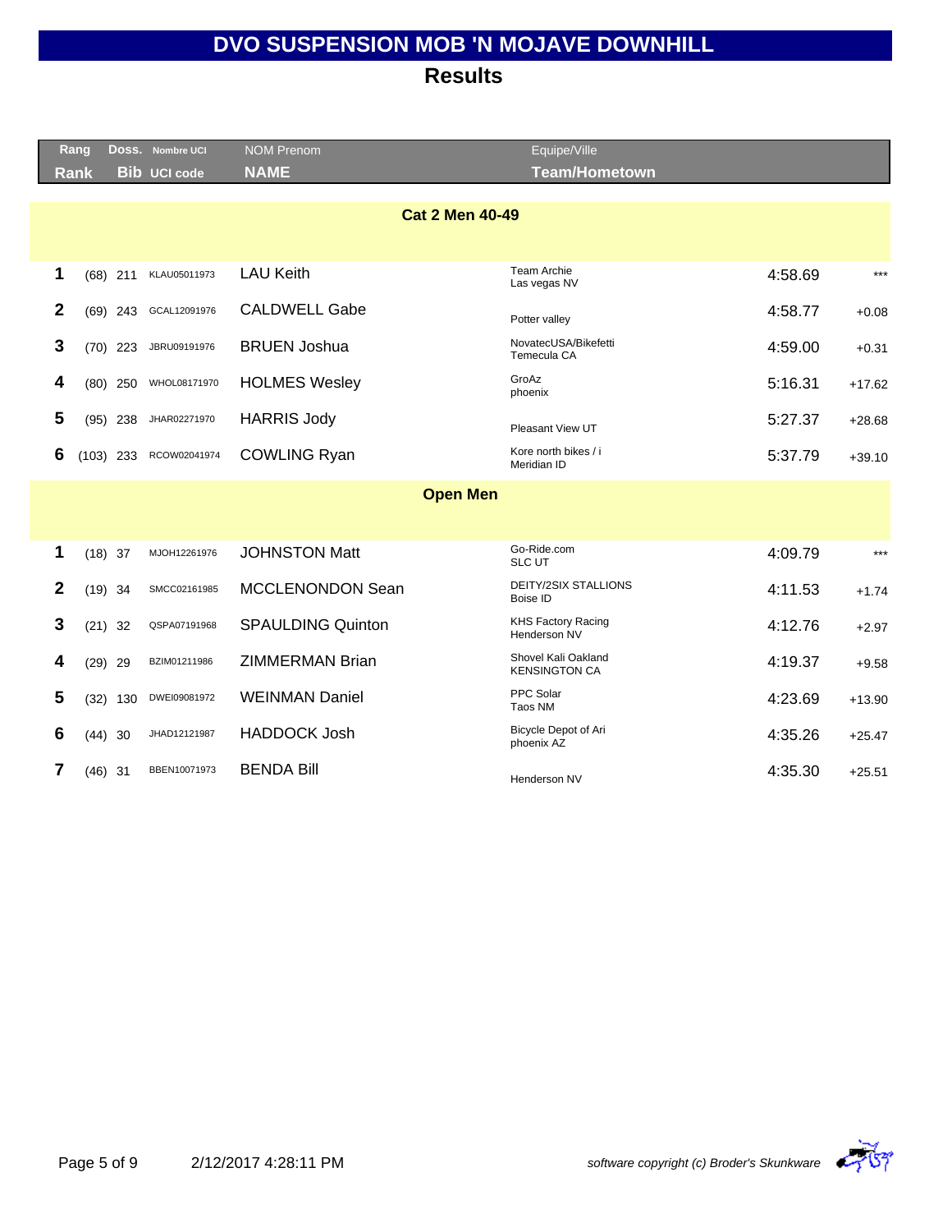# DVO SUSPENSION MOB 'N MOJAVE DOWNHILL

## Results

| Rang<br>Rank | | Doss.<br>Bib | Nombre UCI<br>UCI code | NOM Prenom<br>NAME | Equipe/Ville<br>Team/Hometown | | |
|---|---|---|---|---|---|---|---|
| **Cat 2 Men 40-49** | | | | | | | |
| 1 | (68) | 211 | KLAU05011973 | LAU Keith | Team Archie<br>Las vegas NV | 4:58.69 | *** |
| 2 | (69) | 243 | GCAL12091976 | CALDWELL Gabe | Potter valley | 4:58.77 | +0.08 |
| 3 | (70) | 223 | JBRU09191976 | BRUEN Joshua | NovatecUSA/Bikefetti<br>Temecula CA | 4:59.00 | +0.31 |
| 4 | (80) | 250 | WHOL08171970 | HOLMES Wesley | GroAz<br>phoenix | 5:16.31 | +17.62 |
| 5 | (95) | 238 | JHAR02271970 | HARRIS Jody | Pleasant View UT | 5:27.37 | +28.68 |
| 6 | (103) | 233 | RCOW02041974 | COWLING Ryan | Kore north bikes / i<br>Meridian ID | 5:37.79 | +39.10 |
| **Open Men** | | | | | | | |
| 1 | (18) | 37 | MJOH12261976 | JOHNSTON Matt | Go-Ride.com<br>SLC UT | 4:09.79 | *** |
| 2 | (19) | 34 | SMCC02161985 | MCCLENONDON Sean | DEITY/2SIX STALLIONS<br>Boise ID | 4:11.53 | +1.74 |
| 3 | (21) | 32 | QSPA07191968 | SPAULDING Quinton | KHS Factory Racing<br>Henderson NV | 4:12.76 | +2.97 |
| 4 | (29) | 29 | BZIM01211986 | ZIMMERMAN Brian | Shovel Kali Oakland<br>KENSINGTON CA | 4:19.37 | +9.58 |
| 5 | (32) | 130 | DWEI09081972 | WEINMAN Daniel | PPC Solar<br>Taos NM | 4:23.69 | +13.90 |
| 6 | (44) | 30 | JHAD12121987 | HADDOCK Josh | Bicycle Depot of Ari<br>phoenix AZ | 4:35.26 | +25.47 |
| 7 | (46) | 31 | BBEN10071973 | BENDA Bill | Henderson NV | 4:35.30 | +25.51 |

2/12/2017 4:28:11 PM

*software copyright (c) Broder's Skunkware*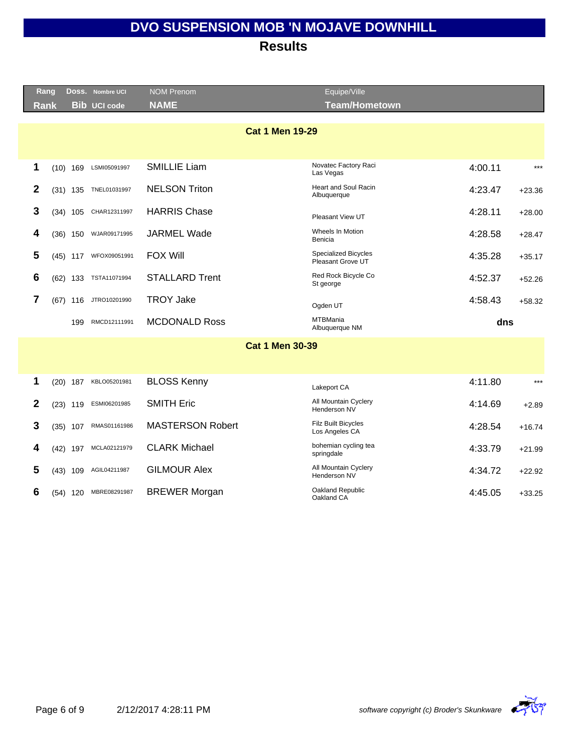# DVO SUSPENSION MOB 'N MOJAVE DOWNHILL

## Results

| Rang Rank | | Doss. Bib | Nombre UCI UCI code | NOM Prenom NAME | Equipe/Ville Team/Hometown | | |
|---|---|---|---|---|---|---|---|
| | | | | **Cat 1 Men 19-29** | | | |
| **1** | (10) | 169 | LSMI05091997 | SMILLIE Liam | Novatec Factory Raci Las Vegas | 4:00.11 | *** |
| **2** | (31) | 135 | TNEL01031997 | NELSON Triton | Heart and Soul Racin Albuquerque | 4:23.47 | +23.36 |
| **3** | (34) | 105 | CHAR12311997 | HARRIS Chase | Pleasant View UT | 4:28.11 | +28.00 |
| **4** | (36) | 150 | WJAR09171995 | JARMEL Wade | Wheels In Motion Benicia | 4:28.58 | +28.47 |
| **5** | (45) | 117 | WFOX09051991 | FOX Will | Specialized Bicycles Pleasant Grove UT | 4:35.28 | +35.17 |
| **6** | (62) | 133 | TSTA11071994 | STALLARD Trent | Red Rock Bicycle Co St george | 4:52.37 | +52.26 |
| **7** | (67) | 116 | JTRO10201990 | TROY Jake | Ogden UT | 4:58.43 | +58.32 |
| | | 199 | RMCD12111991 | MCDONALD Ross | MTBMania Albuquerque NM | **dns** | |
| | | | | **Cat 1 Men 30-39** | | | |
| **1** | (20) | 187 | KBLO05201981 | BLOSS Kenny | Lakeport CA | 4:11.80 | *** |
| **2** | (23) | 119 | ESMI06201985 | SMITH Eric | All Mountain Cyclery Henderson NV | 4:14.69 | +2.89 |
| **3** | (35) | 107 | RMAS01161986 | MASTERSON Robert | Filz Built Bicycles Los Angeles CA | 4:28.54 | +16.74 |
| **4** | (42) | 197 | MCLA02121979 | CLARK Michael | bohemian cycling tea springdale | 4:33.79 | +21.99 |
| **5** | (43) | 109 | AGIL04211987 | GILMOUR Alex | All Mountain Cyclery Henderson NV | 4:34.72 | +22.92 |
| **6** | (54) | 120 | MBRE08291987 | BREWER Morgan | Oakland Republic Oakland CA | 4:45.05 | +33.25 |

*software copyright (c) Broder's Skunkware*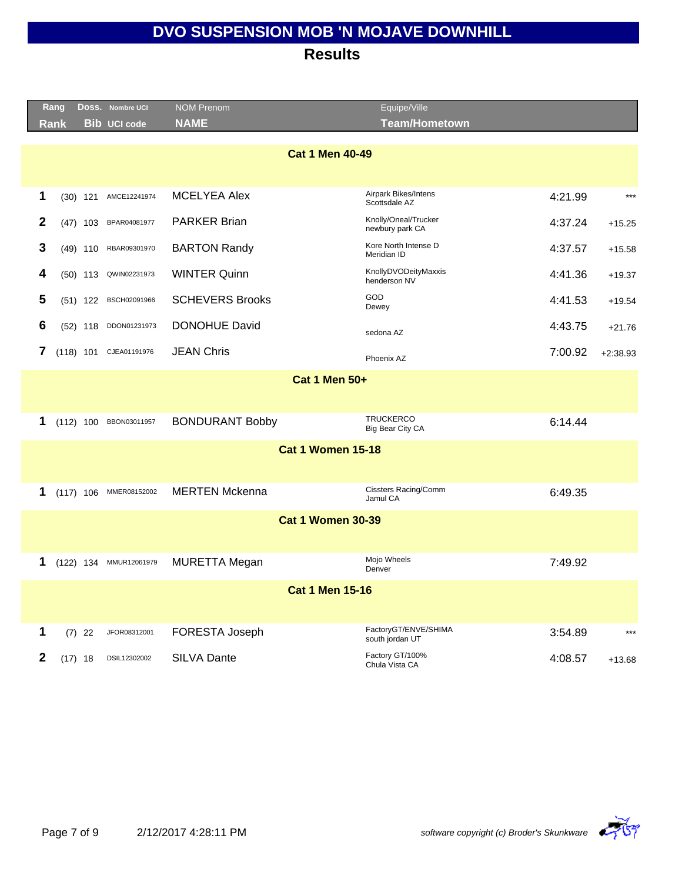# DVO SUSPENSION MOB 'N MOJAVE DOWNHILL

## Results

| Rang<br>Rank | Doss.<br>Bib | Nombre UCI<br>UCI code | NOM Prenom<br>NAME | Equipe/Ville<br>Team/Hometown | | |
|---|---|---|---|---|---|---|
| **Cat 1 Men 40-49** | | | | | | |
| 1 | (30) 121 | AMCE12241974 | MCELYEA Alex | Airpark Bikes/Intens<br>Scottsdale AZ | 4:21.99 | *** |
| 2 | (47) 103 | BPAR04081977 | PARKER Brian | Knolly/Oneal/Trucker<br>newbury park CA | 4:37.24 | +15.25 |
| 3 | (49) 110 | RBAR09301970 | BARTON Randy | Kore North Intense D<br>Meridian ID | 4:37.57 | +15.58 |
| 4 | (50) 113 | QWIN02231973 | WINTER Quinn | KnollyDVODeityMaxxis<br>henderson NV | 4:41.36 | +19.37 |
| 5 | (51) 122 | BSCH02091966 | SCHEVERS Brooks | GOD<br>Dewey | 4:41.53 | +19.54 |
| 6 | (52) 118 | DDON01231973 | DONOHUE David | sedona AZ | 4:43.75 | +21.76 |
| 7 | (118) 101 | CJEA01191976 | JEAN Chris | Phoenix AZ | 7:00.92 | +2:38.93 |
| **Cat 1 Men 50+** | | | | | | |
| 1 | (112) 100 | BBON03011957 | BONDURANT Bobby | TRUCKERCO<br>Big Bear City CA | 6:14.44 | |
| **Cat 1 Women 15-18** | | | | | | |
| 1 | (117) 106 | MMER08152002 | MERTEN Mckenna | Cissters Racing/Comm<br>Jamul CA | 6:49.35 | |
| **Cat 1 Women 30-39** | | | | | | |
| 1 | (122) 134 | MMUR12061979 | MURETTA Megan | Mojo Wheels<br>Denver | 7:49.92 | |
| **Cat 1 Men 15-16** | | | | | | |
| 1 | (7) 22 | JFOR08312001 | FORESTA Joseph | FactoryGT/ENVE/SHIMA<br>south jordan UT | 3:54.89 | *** |
| 2 | (17) 18 | DSIL12302002 | SILVA Dante | Factory GT/100%<br>Chula Vista CA | 4:08.57 | +13.68 |

2/12/2017 4:28:11 PM

*software copyright (c) Broder's Skunkware*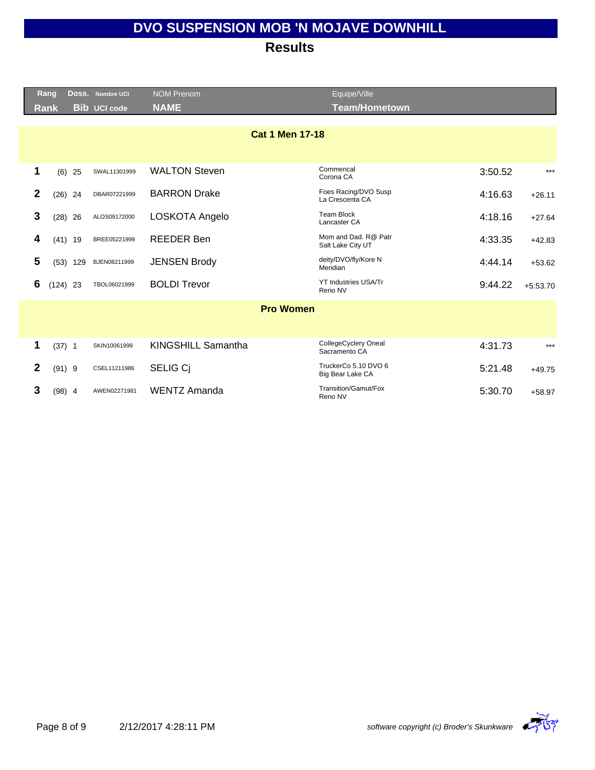# DVO SUSPENSION MOB 'N MOJAVE DOWNHILL

## Results

| Rang Rank | | Doss. Bib | Nombre UCI UCI code | NOM Prenom NAME | Equipe/Ville Team/Hometown | | |
|---|---|---|---|---|---|---|---|
| **Cat 1 Men 17-18** | | | | | | | |
| 1 | (6) | 25 | SWAL11301999 | WALTON Steven | Commencal<br>Corona CA | 3:50.52 | *** |
| 2 | (26) | 24 | DBAR07221999 | BARRON Drake | Foes Racing/DVO Susp<br>La Crescenta CA | 4:16.63 | +26.11 |
| 3 | (28) | 26 | ALOS09172000 | LOSKOTA Angelo | Team Block<br>Lancaster CA | 4:18.16 | +27.64 |
| 4 | (41) | 19 | BREE05221999 | REEDER Ben | Mom and Dad. R@ Patr<br>Salt Lake City UT | 4:33.35 | +42.83 |
| 5 | (53) | 129 | BJEN08211999 | JENSEN Brody | deity/DVO/fly/Kore N<br>Meridian | 4:44.14 | +53.62 |
| 6 | (124) | 23 | TBOL06021999 | BOLDI Trevor | YT Industries USA/Tr<br>Reno NV | 9:44.22 | +5:53.70 |
| **Pro Women** | | | | | | | |
| 1 | (37) | 1 | SKIN10061999 | KINGSHILL Samantha | CollegeCyclery Oneal<br>Sacramento CA | 4:31.73 | *** |
| 2 | (91) | 9 | CSEL11211986 | SELIG Cj | TruckerCo 5.10 DVO 6<br>Big Bear Lake CA | 5:21.48 | +49.75 |
| 3 | (98) | 4 | AWEN02271981 | WENTZ Amanda | Transition/Gamut/Fox<br>Reno NV | 5:30.70 | +58.97 |

2/12/2017 4:28:11 PM

*software copyright (c) Broder's Skunkware*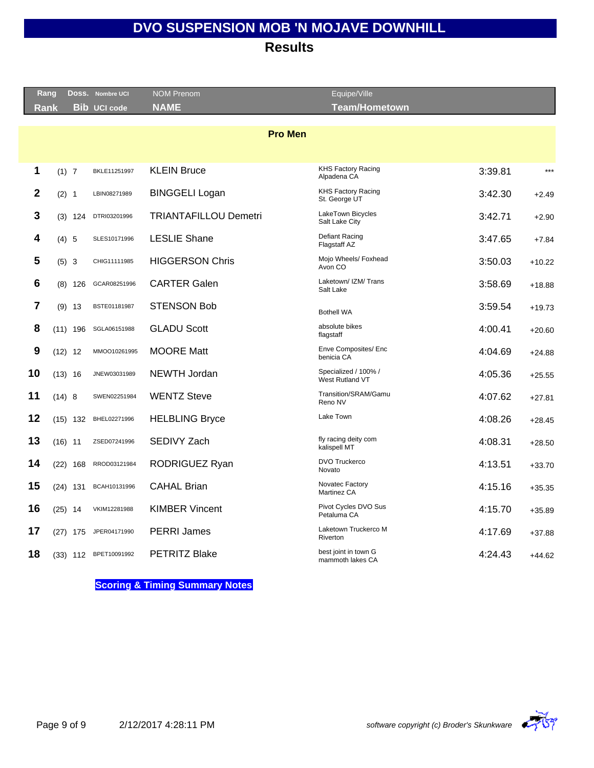# DVO SUSPENSION MOB 'N MOJAVE DOWNHILL

## Results

| Rang / Rank | | Doss. / Bib | Nombre UCI / UCI code | NOM Prenom / NAME | Equipe/Ville / Team/Hometown | | |
|---|---|---|---|---|---|---|---|
| | | | | **Pro Men** | | | |
| 1 | (1) | 7 | BKLE11251997 | KLEIN Bruce | KHS Factory Racing Alpadena CA | 3:39.81 | *** |
| 2 | (2) | 1 | LBIN08271989 | BINGGELI Logan | KHS Factory Racing St. George UT | 3:42.30 | +2.49 |
| 3 | (3) | 124 | DTRI03201996 | TRIANTAFILLOU Demetri | LakeTown Bicycles Salt Lake City | 3:42.71 | +2.90 |
| 4 | (4) | 5 | SLES10171996 | LESLIE Shane | Defiant Racing Flagstaff AZ | 3:47.65 | +7.84 |
| 5 | (5) | 3 | CHIG11111985 | HIGGERSON Chris | Mojo Wheels/ Foxhead Avon CO | 3:50.03 | +10.22 |
| 6 | (8) | 126 | GCAR08251996 | CARTER Galen | Laketown/ IZM/ Trans Salt Lake | 3:58.69 | +18.88 |
| 7 | (9) | 13 | BSTE01181987 | STENSON Bob | Bothell WA | 3:59.54 | +19.73 |
| 8 | (11) | 196 | SGLA06151988 | GLADU Scott | absolute bikes flagstaff | 4:00.41 | +20.60 |
| 9 | (12) | 12 | MMOO10261995 | MOORE Matt | Enve Composites/ Enc benicia CA | 4:04.69 | +24.88 |
| 10 | (13) | 16 | JNEW03031989 | NEWTH Jordan | Specialized / 100% / West Rutland VT | 4:05.36 | +25.55 |
| 11 | (14) | 8 | SWEN02251984 | WENTZ Steve | Transition/SRAM/Gamu Reno NV | 4:07.62 | +27.81 |
| 12 | (15) | 132 | BHEL02271996 | HELBLING Bryce | Lake Town | 4:08.26 | +28.45 |
| 13 | (16) | 11 | ZSED07241996 | SEDIVY Zach | fly racing deity com kalispell MT | 4:08.31 | +28.50 |
| 14 | (22) | 168 | RROD03121984 | RODRIGUEZ Ryan | DVO Truckerco Novato | 4:13.51 | +33.70 |
| 15 | (24) | 131 | BCAH10131996 | CAHAL Brian | Novatec Factory Martinez CA | 4:15.16 | +35.35 |
| 16 | (25) | 14 | VKIM12281988 | KIMBER Vincent | Pivot Cycles DVO Sus Petaluma CA | 4:15.70 | +35.89 |
| 17 | (27) | 175 | JPER04171990 | PERRI James | Laketown Truckerco M Riverton | 4:17.69 | +37.88 |
| 18 | (33) | 112 | BPET10091992 | PETRITZ Blake | best joint in town G mammoth lakes CA | 4:24.43 | +44.62 |

**Scoring & Timing Summary Notes**

2/12/2017 4:28:11 PM

*software copyright (c) Broder's Skunkware*